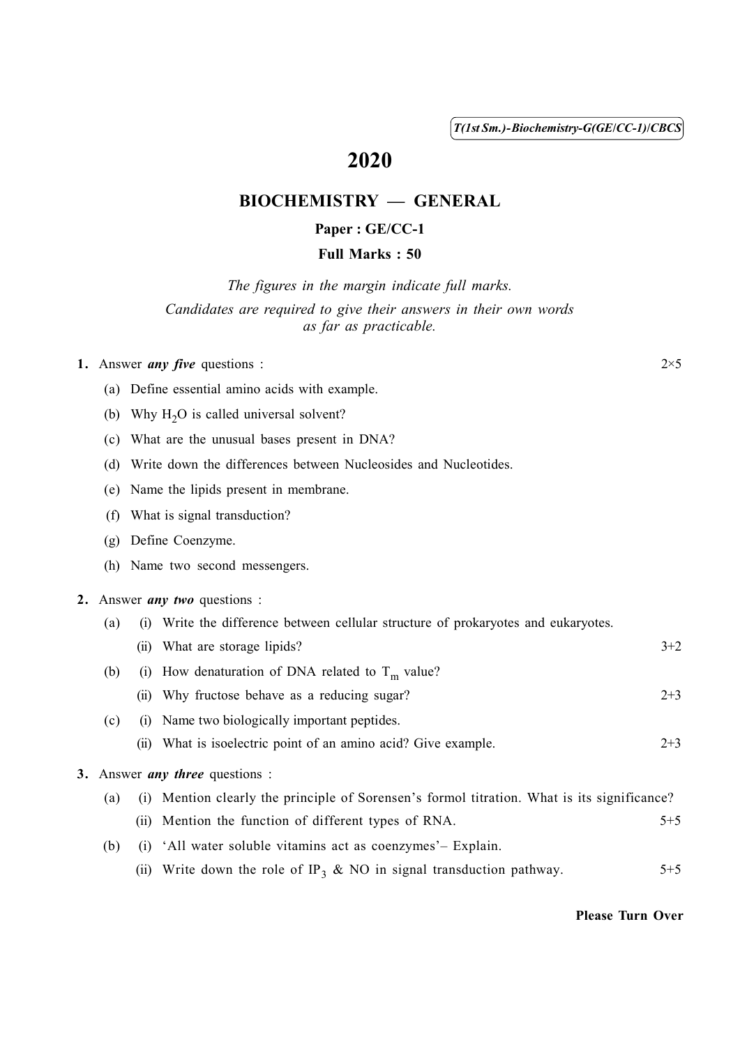T(1st Sm.)-Biochemistry-G(GE/CC-1)/CBCS

# 2020

## BIOCHEMISTRY — GENERAL

### Paper : GE/CC-1

### Full Marks : 50

*The figures in the margin indicate full marks.*

*Candidates are required to give their answers in their own words as far as practicable.*

**1.** Answer ***any five*** questions : 2×5

(a) Define essential amino acids with example.

(b) Why $H_2O$ is called universal solvent?

(c) What are the unusual bases present in DNA?

(d) Write down the differences between Nucleosides and Nucleotides.

(e) Name the lipids present in membrane.

(f) What is signal transduction?

(g) Define Coenzyme.

(h) Name two second messengers.

**2.** Answer ***any two*** questions :

(a) (i) Write the difference between cellular structure of prokaryotes and eukaryotes.

(ii) What are storage lipids? 3+2

(b) (i) How denaturation of DNA related to $T_m$ value?

(ii) Why fructose behave as a reducing sugar? 2+3

(c) (i) Name two biologically important peptides.

(ii) What is isoelectric point of an amino acid? Give example. 2+3

**3.** Answer ***any three*** questions :

(a) (i) Mention clearly the principle of Sorensen's formol titration. What is its significance?

(ii) Mention the function of different types of RNA. 5+5

(b) (i) 'All water soluble vitamins act as coenzymes'– Explain.

(ii) Write down the role of $IP_3$ & NO in signal transduction pathway. 5+5

**Please Turn Over**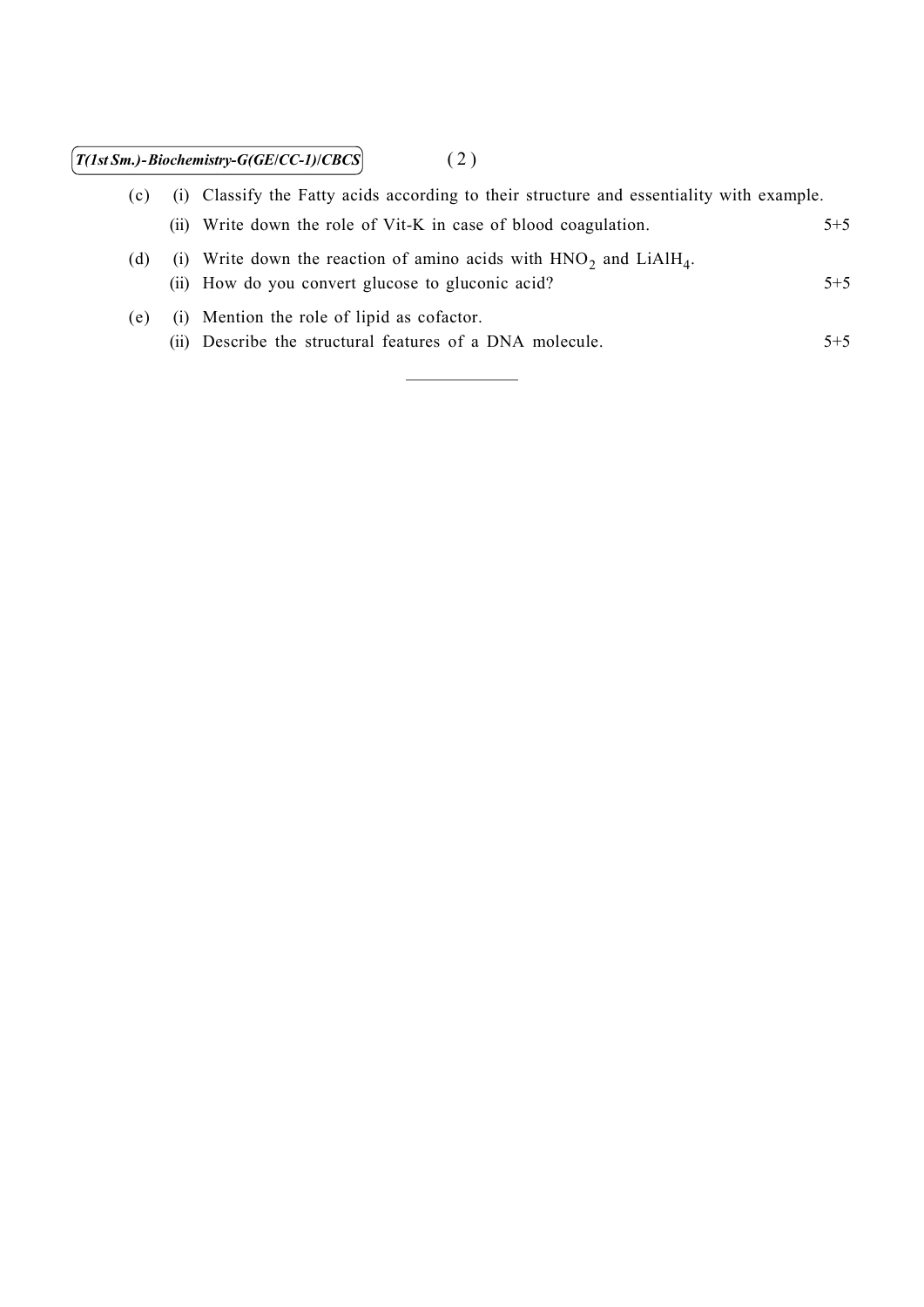(c) (i) Classify the Fatty acids according to their structure and essentiality with example.

(ii) Write down the role of Vit-K in case of blood coagulation. 5+5

(d) (i) Write down the reaction of amino acids with $HNO_2$ and $LiAlH_4$.

(ii) How do you convert glucose to gluconic acid? 5+5

(e) (i) Mention the role of lipid as cofactor.

(ii) Describe the structural features of a DNA molecule. 5+5